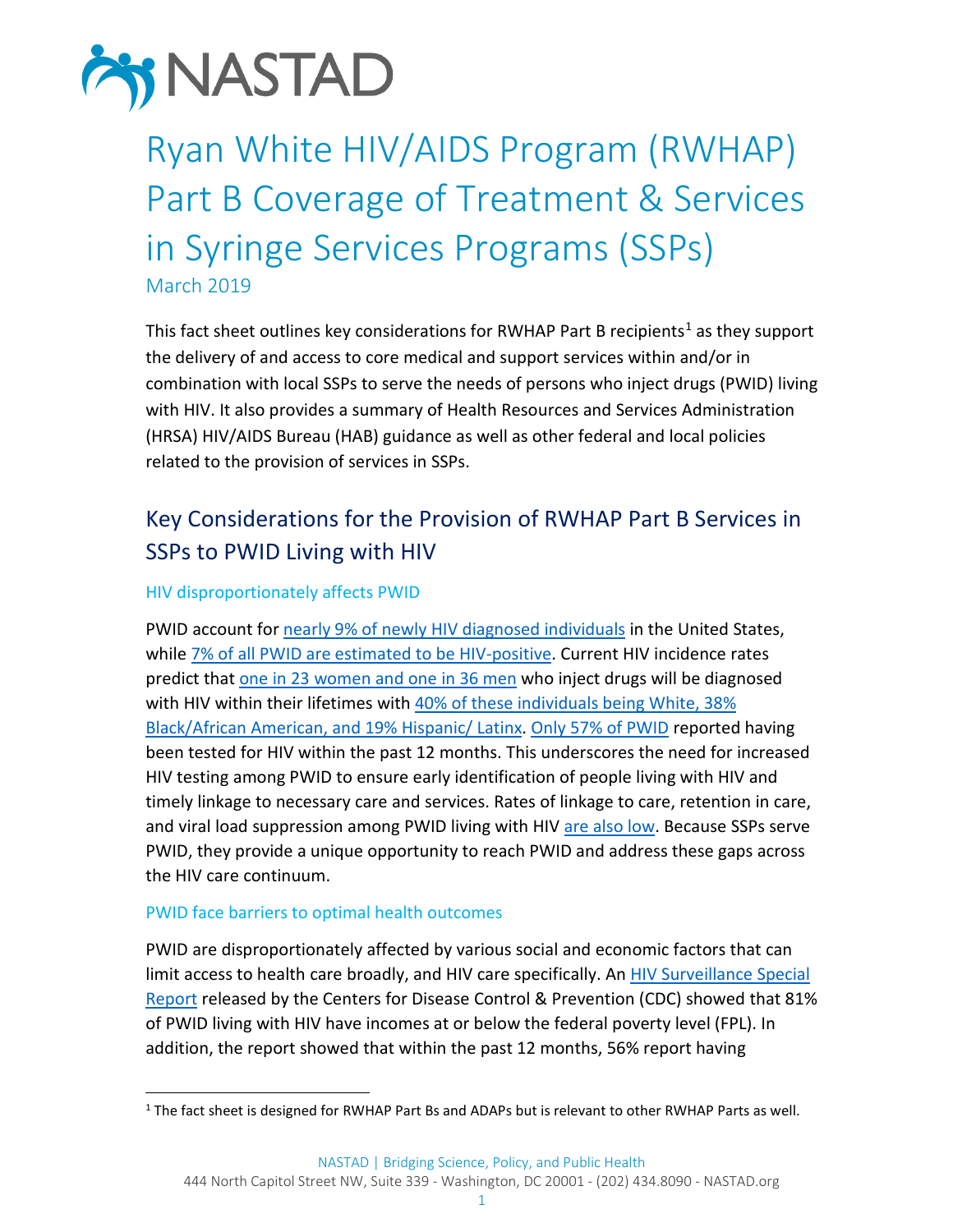# Ryan White HIV/AIDS Program (RWHAP) Part B Coverage of Treatment & Services in Syringe Services Programs (SSPs)

March 2019

This fact sheet outlines key considerations for RWHAP Part B recipients[1] as they support the delivery of and access to core medical and support services within and/or in combination with local SSPs to serve the needs of persons who inject drugs (PWID) living with HIV. It also provides a summary of Health Resources and Services Administration (HRSA) HIV/AIDS Bureau (HAB) guidance as well as other federal and local policies related to the provision of services in SSPs.

## Key Considerations for the Provision of RWHAP Part B Services in SSPs to PWID Living with HIV

### HIV disproportionately affects PWID

PWID account for nearly 9% of newly HIV diagnosed individuals in the United States, while 7% of all PWID are estimated to be HIV-positive. Current HIV incidence rates predict that one in 23 women and one in 36 men who inject drugs will be diagnosed with HIV within their lifetimes with 40% of these individuals being White, 38% Black/African American, and 19% Hispanic/ Latinx. Only 57% of PWID reported having been tested for HIV within the past 12 months. This underscores the need for increased HIV testing among PWID to ensure early identification of people living with HIV and timely linkage to necessary care and services. Rates of linkage to care, retention in care, and viral load suppression among PWID living with HIV are also low. Because SSPs serve PWID, they provide a unique opportunity to reach PWID and address these gaps across the HIV care continuum.

### PWID face barriers to optimal health outcomes

PWID are disproportionately affected by various social and economic factors that can limit access to health care broadly, and HIV care specifically. An HIV Surveillance Special Report released by the Centers for Disease Control & Prevention (CDC) showed that 81% of PWID living with HIV have incomes at or below the federal poverty level (FPL). In addition, the report showed that within the past 12 months, 56% report having

[1] The fact sheet is designed for RWHAP Part Bs and ADAPs but is relevant to other RWHAP Parts as well.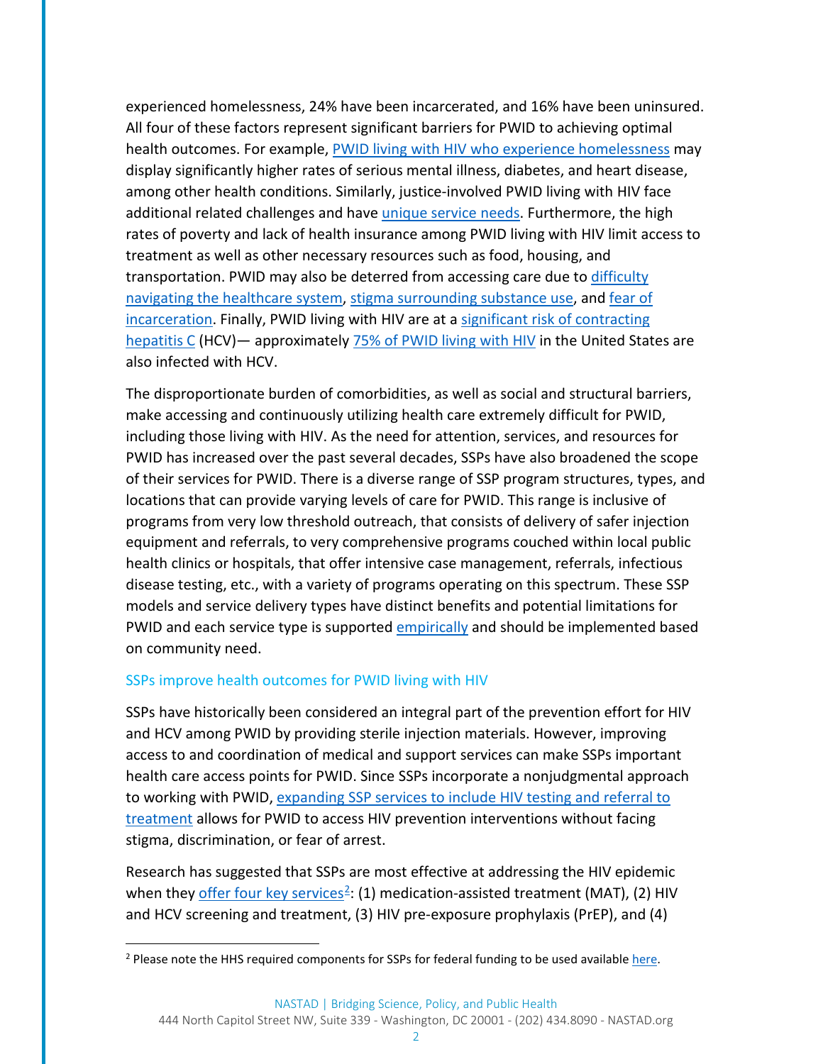experienced homelessness, 24% have been incarcerated, and 16% have been uninsured. All four of these factors represent significant barriers for PWID to achieving optimal health outcomes. For example, PWID living with HIV who experience homelessness may display significantly higher rates of serious mental illness, diabetes, and heart disease, among other health conditions. Similarly, justice-involved PWID living with HIV face additional related challenges and have unique service needs. Furthermore, the high rates of poverty and lack of health insurance among PWID living with HIV limit access to treatment as well as other necessary resources such as food, housing, and transportation. PWID may also be deterred from accessing care due to difficulty navigating the healthcare system, stigma surrounding substance use, and fear of incarceration. Finally, PWID living with HIV are at a significant risk of contracting hepatitis C (HCV)— approximately 75% of PWID living with HIV in the United States are also infected with HCV.

The disproportionate burden of comorbidities, as well as social and structural barriers, make accessing and continuously utilizing health care extremely difficult for PWID, including those living with HIV. As the need for attention, services, and resources for PWID has increased over the past several decades, SSPs have also broadened the scope of their services for PWID. There is a diverse range of SSP program structures, types, and locations that can provide varying levels of care for PWID. This range is inclusive of programs from very low threshold outreach, that consists of delivery of safer injection equipment and referrals, to very comprehensive programs couched within local public health clinics or hospitals, that offer intensive case management, referrals, infectious disease testing, etc., with a variety of programs operating on this spectrum. These SSP models and service delivery types have distinct benefits and potential limitations for PWID and each service type is supported empirically and should be implemented based on community need.

## SSPs improve health outcomes for PWID living with HIV

SSPs have historically been considered an integral part of the prevention effort for HIV and HCV among PWID by providing sterile injection materials. However, improving access to and coordination of medical and support services can make SSPs important health care access points for PWID. Since SSPs incorporate a nonjudgmental approach to working with PWID, expanding SSP services to include HIV testing and referral to treatment allows for PWID to access HIV prevention interventions without facing stigma, discrimination, or fear of arrest.

Research has suggested that SSPs are most effective at addressing the HIV epidemic when they offer four key services[2]: (1) medication-assisted treatment (MAT), (2) HIV and HCV screening and treatment, (3) HIV pre-exposure prophylaxis (PrEP), and (4)

[2] Please note the HHS required components for SSPs for federal funding to be used available here.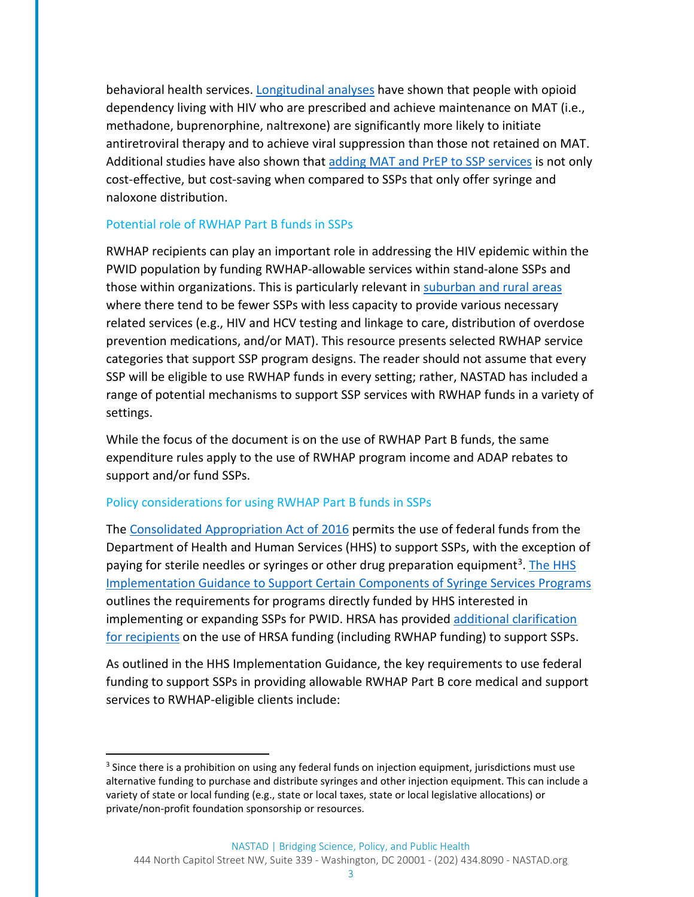behavioral health services. Longitudinal analyses have shown that people with opioid dependency living with HIV who are prescribed and achieve maintenance on MAT (i.e., methadone, buprenorphine, naltrexone) are significantly more likely to initiate antiretroviral therapy and to achieve viral suppression than those not retained on MAT. Additional studies have also shown that adding MAT and PrEP to SSP services is not only cost-effective, but cost-saving when compared to SSPs that only offer syringe and naloxone distribution.

### Potential role of RWHAP Part B funds in SSPs

RWHAP recipients can play an important role in addressing the HIV epidemic within the PWID population by funding RWHAP-allowable services within stand-alone SSPs and those within organizations. This is particularly relevant in suburban and rural areas where there tend to be fewer SSPs with less capacity to provide various necessary related services (e.g., HIV and HCV testing and linkage to care, distribution of overdose prevention medications, and/or MAT). This resource presents selected RWHAP service categories that support SSP program designs. The reader should not assume that every SSP will be eligible to use RWHAP funds in every setting; rather, NASTAD has included a range of potential mechanisms to support SSP services with RWHAP funds in a variety of settings.

While the focus of the document is on the use of RWHAP Part B funds, the same expenditure rules apply to the use of RWHAP program income and ADAP rebates to support and/or fund SSPs.

### Policy considerations for using RWHAP Part B funds in SSPs

The Consolidated Appropriation Act of 2016 permits the use of federal funds from the Department of Health and Human Services (HHS) to support SSPs, with the exception of paying for sterile needles or syringes or other drug preparation equipment[3]. The HHS Implementation Guidance to Support Certain Components of Syringe Services Programs outlines the requirements for programs directly funded by HHS interested in implementing or expanding SSPs for PWID. HRSA has provided additional clarification for recipients on the use of HRSA funding (including RWHAP funding) to support SSPs.

As outlined in the HHS Implementation Guidance, the key requirements to use federal funding to support SSPs in providing allowable RWHAP Part B core medical and support services to RWHAP-eligible clients include:

---

[3] Since there is a prohibition on using any federal funds on injection equipment, jurisdictions must use alternative funding to purchase and distribute syringes and other injection equipment. This can include a variety of state or local funding (e.g., state or local taxes, state or local legislative allocations) or private/non-profit foundation sponsorship or resources.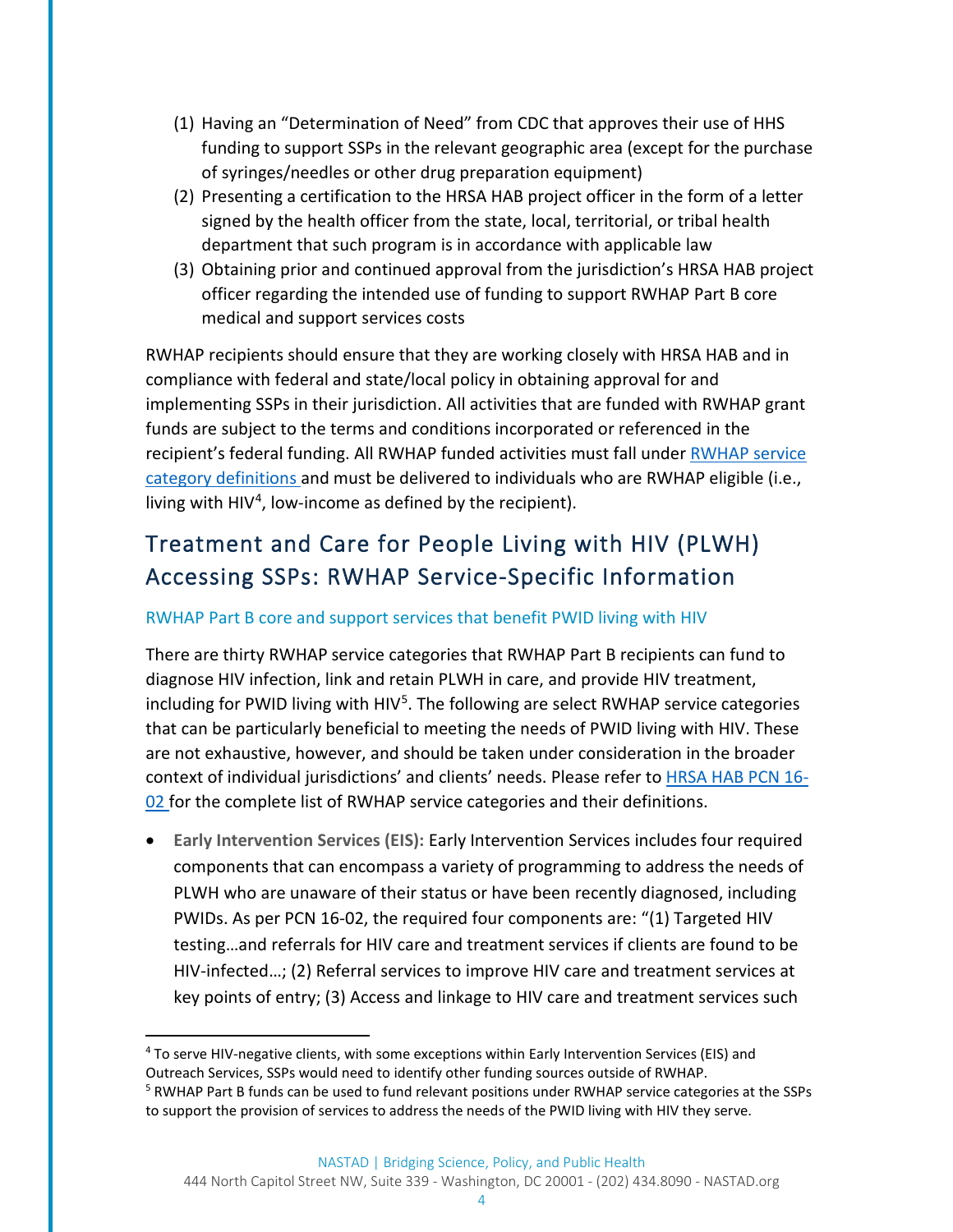(1) Having an "Determination of Need" from CDC that approves their use of HHS funding to support SSPs in the relevant geographic area (except for the purchase of syringes/needles or other drug preparation equipment)
(2) Presenting a certification to the HRSA HAB project officer in the form of a letter signed by the health officer from the state, local, territorial, or tribal health department that such program is in accordance with applicable law
(3) Obtaining prior and continued approval from the jurisdiction's HRSA HAB project officer regarding the intended use of funding to support RWHAP Part B core medical and support services costs

RWHAP recipients should ensure that they are working closely with HRSA HAB and in compliance with federal and state/local policy in obtaining approval for and implementing SSPs in their jurisdiction. All activities that are funded with RWHAP grant funds are subject to the terms and conditions incorporated or referenced in the recipient's federal funding. All RWHAP funded activities must fall under RWHAP service category definitions and must be delivered to individuals who are RWHAP eligible (i.e., living with HIV[4], low-income as defined by the recipient).

## Treatment and Care for People Living with HIV (PLWH) Accessing SSPs: RWHAP Service-Specific Information

### RWHAP Part B core and support services that benefit PWID living with HIV

There are thirty RWHAP service categories that RWHAP Part B recipients can fund to diagnose HIV infection, link and retain PLWH in care, and provide HIV treatment, including for PWID living with HIV[5]. The following are select RWHAP service categories that can be particularly beneficial to meeting the needs of PWID living with HIV. These are not exhaustive, however, and should be taken under consideration in the broader context of individual jurisdictions' and clients' needs. Please refer to HRSA HAB PCN 16-02 for the complete list of RWHAP service categories and their definitions.

- **Early Intervention Services (EIS):** Early Intervention Services includes four required components that can encompass a variety of programming to address the needs of PLWH who are unaware of their status or have been recently diagnosed, including PWIDs. As per PCN 16-02, the required four components are: "(1) Targeted HIV testing…and referrals for HIV care and treatment services if clients are found to be HIV-infected…; (2) Referral services to improve HIV care and treatment services at key points of entry; (3) Access and linkage to HIV care and treatment services such

---

[4] To serve HIV-negative clients, with some exceptions within Early Intervention Services (EIS) and Outreach Services, SSPs would need to identify other funding sources outside of RWHAP.

[5] RWHAP Part B funds can be used to fund relevant positions under RWHAP service categories at the SSPs to support the provision of services to address the needs of the PWID living with HIV they serve.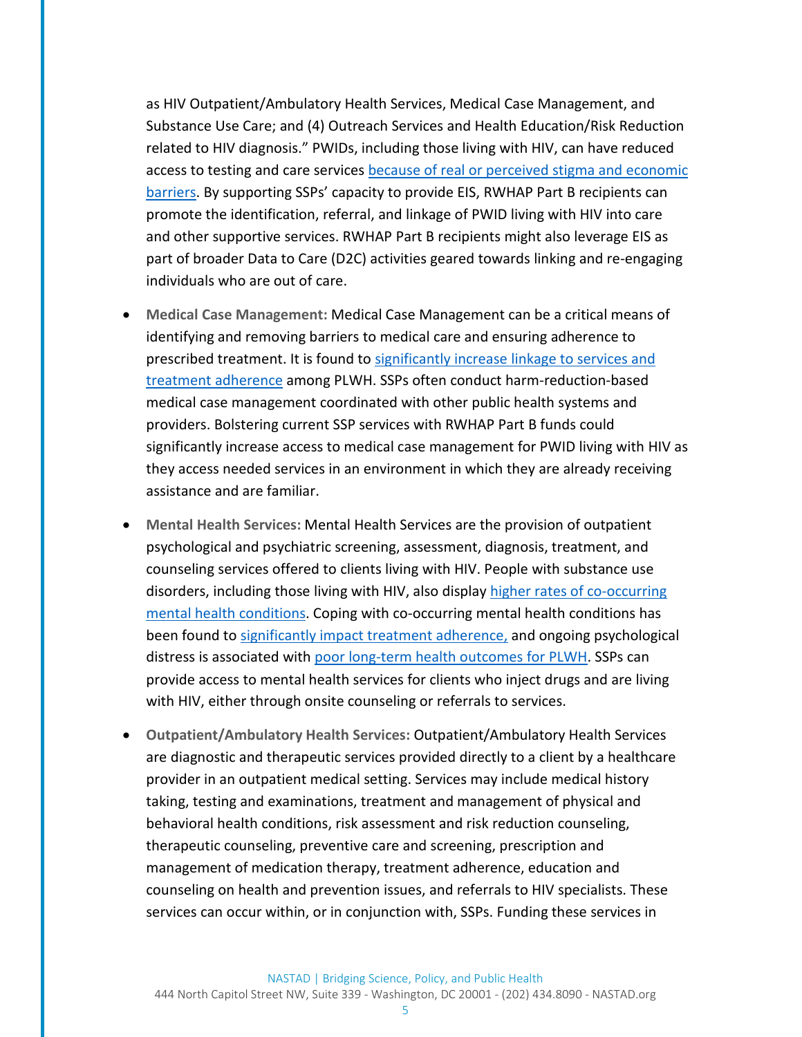as HIV Outpatient/Ambulatory Health Services, Medical Case Management, and Substance Use Care; and (4) Outreach Services and Health Education/Risk Reduction related to HIV diagnosis." PWIDs, including those living with HIV, can have reduced access to testing and care services because of real or perceived stigma and economic barriers. By supporting SSPs' capacity to provide EIS, RWHAP Part B recipients can promote the identification, referral, and linkage of PWID living with HIV into care and other supportive services. RWHAP Part B recipients might also leverage EIS as part of broader Data to Care (D2C) activities geared towards linking and re-engaging individuals who are out of care.

- **Medical Case Management:** Medical Case Management can be a critical means of identifying and removing barriers to medical care and ensuring adherence to prescribed treatment. It is found to significantly increase linkage to services and treatment adherence among PLWH. SSPs often conduct harm-reduction-based medical case management coordinated with other public health systems and providers. Bolstering current SSP services with RWHAP Part B funds could significantly increase access to medical case management for PWID living with HIV as they access needed services in an environment in which they are already receiving assistance and are familiar.

- **Mental Health Services:** Mental Health Services are the provision of outpatient psychological and psychiatric screening, assessment, diagnosis, treatment, and counseling services offered to clients living with HIV. People with substance use disorders, including those living with HIV, also display higher rates of co-occurring mental health conditions. Coping with co-occurring mental health conditions has been found to significantly impact treatment adherence, and ongoing psychological distress is associated with poor long-term health outcomes for PLWH. SSPs can provide access to mental health services for clients who inject drugs and are living with HIV, either through onsite counseling or referrals to services.

- **Outpatient/Ambulatory Health Services:** Outpatient/Ambulatory Health Services are diagnostic and therapeutic services provided directly to a client by a healthcare provider in an outpatient medical setting. Services may include medical history taking, testing and examinations, treatment and management of physical and behavioral health conditions, risk assessment and risk reduction counseling, therapeutic counseling, preventive care and screening, prescription and management of medication therapy, treatment adherence, education and counseling on health and prevention issues, and referrals to HIV specialists. These services can occur within, or in conjunction with, SSPs. Funding these services in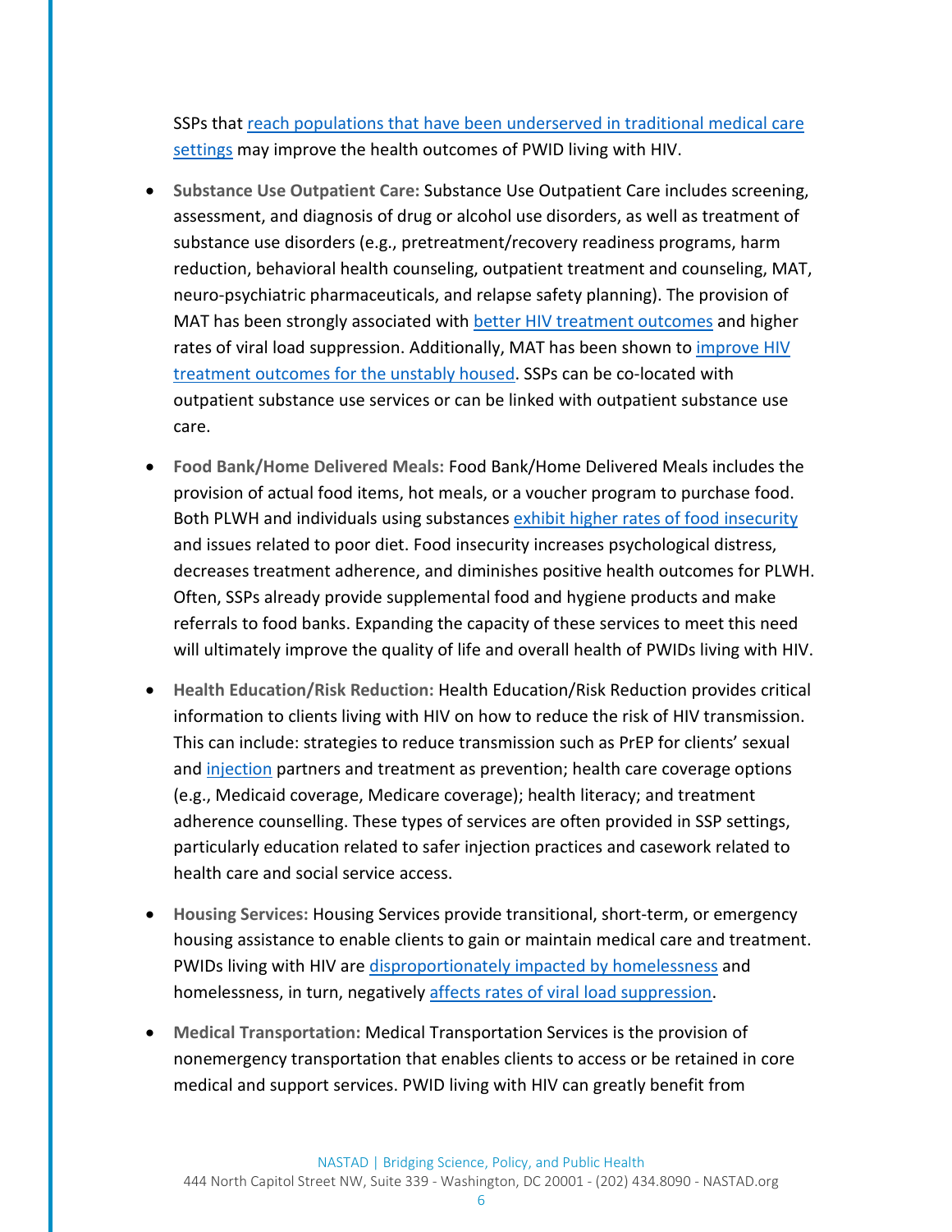SSPs that reach populations that have been underserved in traditional medical care settings may improve the health outcomes of PWID living with HIV.

- **Substance Use Outpatient Care:** Substance Use Outpatient Care includes screening, assessment, and diagnosis of drug or alcohol use disorders, as well as treatment of substance use disorders (e.g., pretreatment/recovery readiness programs, harm reduction, behavioral health counseling, outpatient treatment and counseling, MAT, neuro-psychiatric pharmaceuticals, and relapse safety planning). The provision of MAT has been strongly associated with better HIV treatment outcomes and higher rates of viral load suppression. Additionally, MAT has been shown to improve HIV treatment outcomes for the unstably housed. SSPs can be co-located with outpatient substance use services or can be linked with outpatient substance use care.

- **Food Bank/Home Delivered Meals:** Food Bank/Home Delivered Meals includes the provision of actual food items, hot meals, or a voucher program to purchase food. Both PLWH and individuals using substances exhibit higher rates of food insecurity and issues related to poor diet. Food insecurity increases psychological distress, decreases treatment adherence, and diminishes positive health outcomes for PLWH. Often, SSPs already provide supplemental food and hygiene products and make referrals to food banks. Expanding the capacity of these services to meet this need will ultimately improve the quality of life and overall health of PWIDs living with HIV.

- **Health Education/Risk Reduction:** Health Education/Risk Reduction provides critical information to clients living with HIV on how to reduce the risk of HIV transmission. This can include: strategies to reduce transmission such as PrEP for clients' sexual and injection partners and treatment as prevention; health care coverage options (e.g., Medicaid coverage, Medicare coverage); health literacy; and treatment adherence counselling. These types of services are often provided in SSP settings, particularly education related to safer injection practices and casework related to health care and social service access.

- **Housing Services:** Housing Services provide transitional, short-term, or emergency housing assistance to enable clients to gain or maintain medical care and treatment. PWIDs living with HIV are disproportionately impacted by homelessness and homelessness, in turn, negatively affects rates of viral load suppression.

- **Medical Transportation:** Medical Transportation Services is the provision of nonemergency transportation that enables clients to access or be retained in core medical and support services. PWID living with HIV can greatly benefit from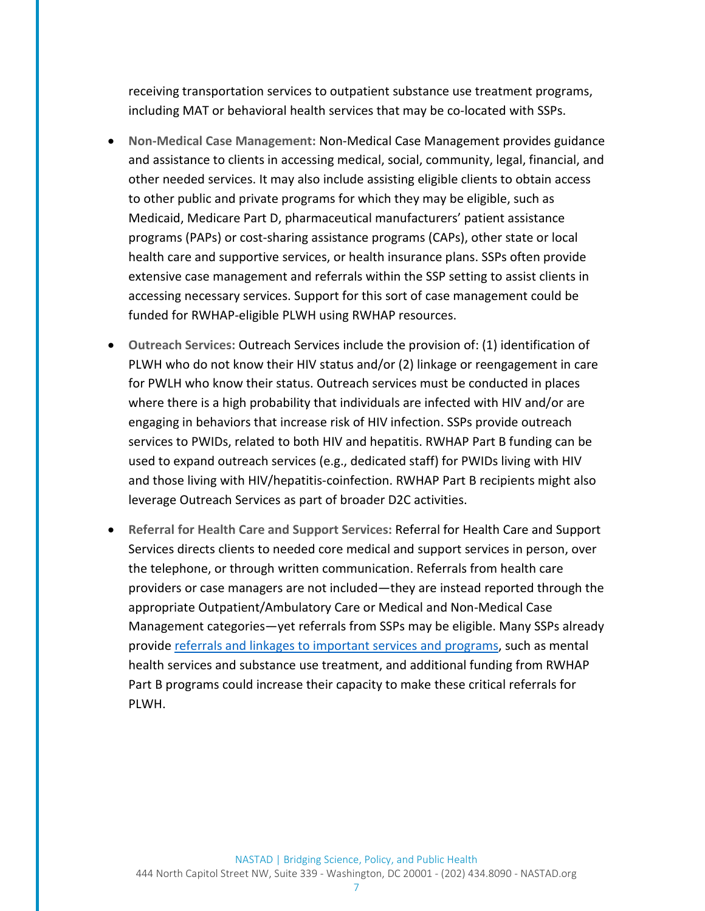receiving transportation services to outpatient substance use treatment programs, including MAT or behavioral health services that may be co-located with SSPs.

- **Non-Medical Case Management:** Non-Medical Case Management provides guidance and assistance to clients in accessing medical, social, community, legal, financial, and other needed services. It may also include assisting eligible clients to obtain access to other public and private programs for which they may be eligible, such as Medicaid, Medicare Part D, pharmaceutical manufacturers' patient assistance programs (PAPs) or cost-sharing assistance programs (CAPs), other state or local health care and supportive services, or health insurance plans. SSPs often provide extensive case management and referrals within the SSP setting to assist clients in accessing necessary services. Support for this sort of case management could be funded for RWHAP-eligible PLWH using RWHAP resources.
- **Outreach Services:** Outreach Services include the provision of: (1) identification of PLWH who do not know their HIV status and/or (2) linkage or reengagement in care for PWLH who know their status. Outreach services must be conducted in places where there is a high probability that individuals are infected with HIV and/or are engaging in behaviors that increase risk of HIV infection. SSPs provide outreach services to PWIDs, related to both HIV and hepatitis. RWHAP Part B funding can be used to expand outreach services (e.g., dedicated staff) for PWIDs living with HIV and those living with HIV/hepatitis-coinfection. RWHAP Part B recipients might also leverage Outreach Services as part of broader D2C activities.
- **Referral for Health Care and Support Services:** Referral for Health Care and Support Services directs clients to needed core medical and support services in person, over the telephone, or through written communication. Referrals from health care providers or case managers are not included—they are instead reported through the appropriate Outpatient/Ambulatory Care or Medical and Non-Medical Case Management categories—yet referrals from SSPs may be eligible. Many SSPs already provide referrals and linkages to important services and programs, such as mental health services and substance use treatment, and additional funding from RWHAP Part B programs could increase their capacity to make these critical referrals for PLWH.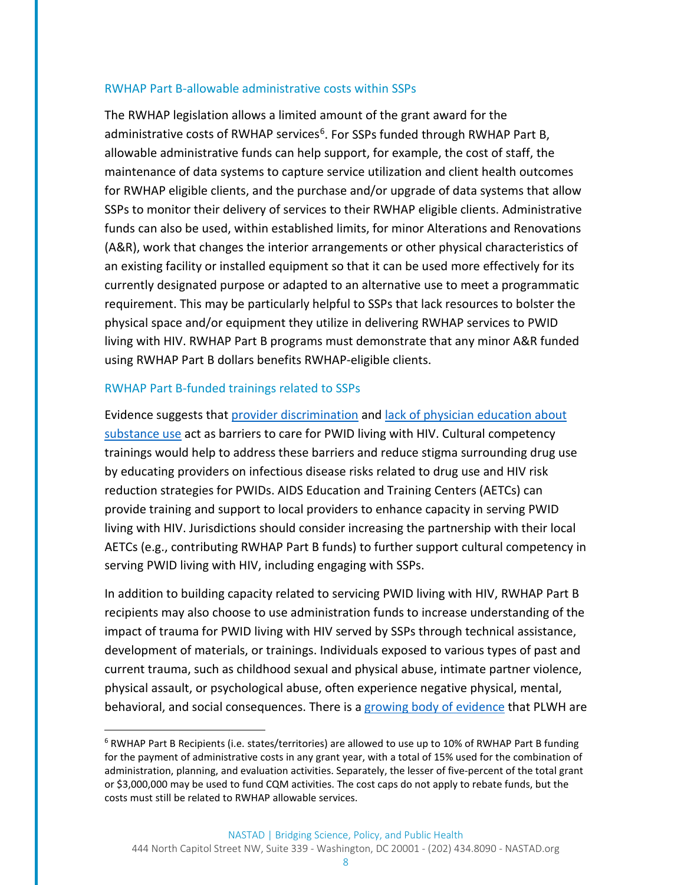### RWHAP Part B-allowable administrative costs within SSPs

The RWHAP legislation allows a limited amount of the grant award for the administrative costs of RWHAP services[6]. For SSPs funded through RWHAP Part B, allowable administrative funds can help support, for example, the cost of staff, the maintenance of data systems to capture service utilization and client health outcomes for RWHAP eligible clients, and the purchase and/or upgrade of data systems that allow SSPs to monitor their delivery of services to their RWHAP eligible clients. Administrative funds can also be used, within established limits, for minor Alterations and Renovations (A&R), work that changes the interior arrangements or other physical characteristics of an existing facility or installed equipment so that it can be used more effectively for its currently designated purpose or adapted to an alternative use to meet a programmatic requirement. This may be particularly helpful to SSPs that lack resources to bolster the physical space and/or equipment they utilize in delivering RWHAP services to PWID living with HIV. RWHAP Part B programs must demonstrate that any minor A&R funded using RWHAP Part B dollars benefits RWHAP-eligible clients.

### RWHAP Part B-funded trainings related to SSPs

Evidence suggests that provider discrimination and lack of physician education about substance use act as barriers to care for PWID living with HIV. Cultural competency trainings would help to address these barriers and reduce stigma surrounding drug use by educating providers on infectious disease risks related to drug use and HIV risk reduction strategies for PWIDs. AIDS Education and Training Centers (AETCs) can provide training and support to local providers to enhance capacity in serving PWID living with HIV. Jurisdictions should consider increasing the partnership with their local AETCs (e.g., contributing RWHAP Part B funds) to further support cultural competency in serving PWID living with HIV, including engaging with SSPs.

In addition to building capacity related to servicing PWID living with HIV, RWHAP Part B recipients may also choose to use administration funds to increase understanding of the impact of trauma for PWID living with HIV served by SSPs through technical assistance, development of materials, or trainings. Individuals exposed to various types of past and current trauma, such as childhood sexual and physical abuse, intimate partner violence, physical assault, or psychological abuse, often experience negative physical, mental, behavioral, and social consequences. There is a growing body of evidence that PLWH are

---

[6] RWHAP Part B Recipients (i.e. states/territories) are allowed to use up to 10% of RWHAP Part B funding for the payment of administrative costs in any grant year, with a total of 15% used for the combination of administration, planning, and evaluation activities. Separately, the lesser of five-percent of the total grant or $3,000,000 may be used to fund CQM activities. The cost caps do not apply to rebate funds, but the costs must still be related to RWHAP allowable services.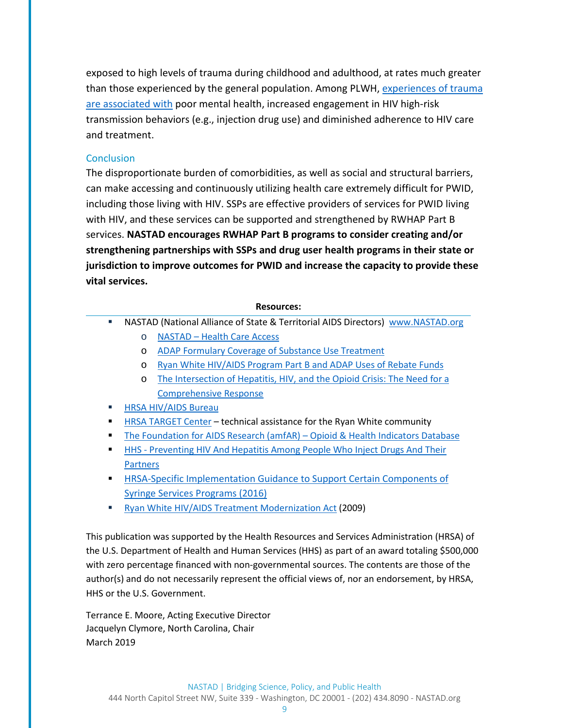exposed to high levels of trauma during childhood and adulthood, at rates much greater than those experienced by the general population. Among PLWH, experiences of trauma are associated with poor mental health, increased engagement in HIV high-risk transmission behaviors (e.g., injection drug use) and diminished adherence to HIV care and treatment.

## Conclusion

The disproportionate burden of comorbidities, as well as social and structural barriers, can make accessing and continuously utilizing health care extremely difficult for PWID, including those living with HIV. SSPs are effective providers of services for PWID living with HIV, and these services can be supported and strengthened by RWHAP Part B services. **NASTAD encourages RWHAP Part B programs to consider creating and/or strengthening partnerships with SSPs and drug user health programs in their state or jurisdiction to improve outcomes for PWID and increase the capacity to provide these vital services.**

**Resources:**

- NASTAD (National Alliance of State & Territorial AIDS Directors) www.NASTAD.org
  - NASTAD – Health Care Access
  - ADAP Formulary Coverage of Substance Use Treatment
  - Ryan White HIV/AIDS Program Part B and ADAP Uses of Rebate Funds
  - The Intersection of Hepatitis, HIV, and the Opioid Crisis: The Need for a Comprehensive Response
- HRSA HIV/AIDS Bureau
- HRSA TARGET Center – technical assistance for the Ryan White community
- The Foundation for AIDS Research (amfAR) – Opioid & Health Indicators Database
- HHS - Preventing HIV And Hepatitis Among People Who Inject Drugs And Their Partners
- HRSA-Specific Implementation Guidance to Support Certain Components of Syringe Services Programs (2016)
- Ryan White HIV/AIDS Treatment Modernization Act (2009)

This publication was supported by the Health Resources and Services Administration (HRSA) of the U.S. Department of Health and Human Services (HHS) as part of an award totaling $500,000 with zero percentage financed with non-governmental sources. The contents are those of the author(s) and do not necessarily represent the official views of, nor an endorsement, by HRSA, HHS or the U.S. Government.

Terrance E. Moore, Acting Executive Director
Jacquelyn Clymore, North Carolina, Chair
March 2019

NASTAD | Bridging Science, Policy, and Public Health
444 North Capitol Street NW, Suite 339 - Washington, DC 20001 - (202) 434.8090 - NASTAD.org